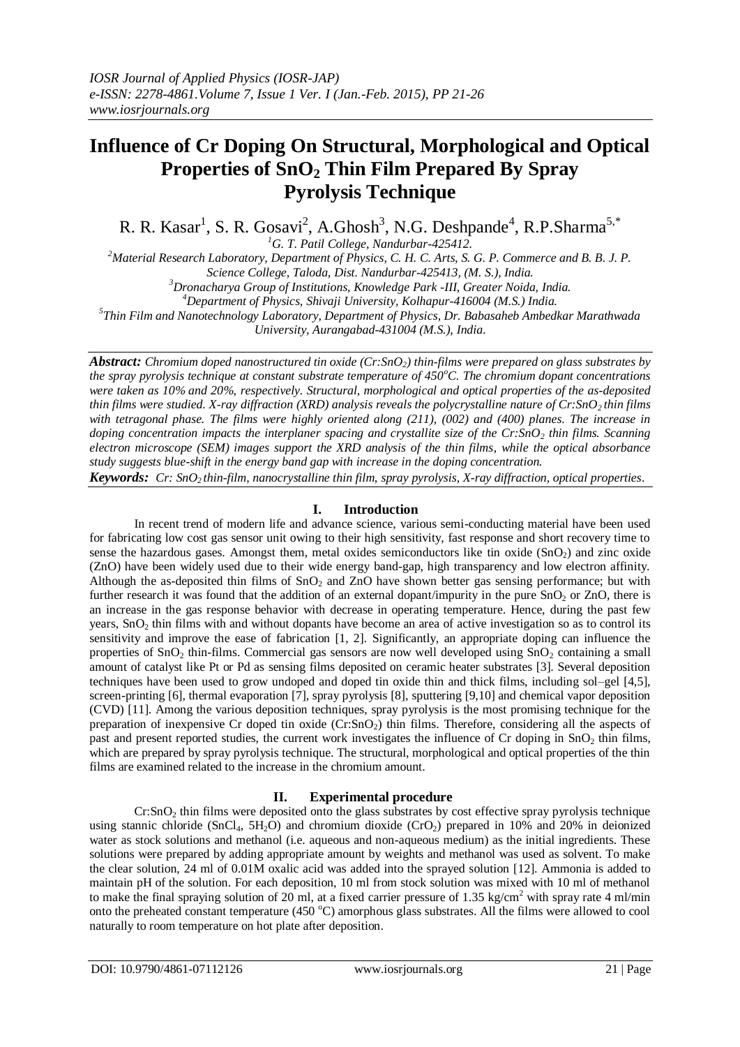# Influence of Cr Doping On Structural, Morphological and Optical Properties of $SnO_2$ Thin Film Prepared By Spray Pyrolysis Technique

R. R. Kasar[1], S. R. Gosavi[2], A.Ghosh[3], N.G. Deshpande[4], R.P.Sharma[5,*]

[1]G. T. Patil College, Nandurbar-425412.

[2]Material Research Laboratory, Department of Physics, C. H. C. Arts, S. G. P. Commerce and B. B. J. P. Science College, Taloda, Dist. Nandurbar-425413, (M. S.), India.

[3]Dronacharya Group of Institutions, Knowledge Park -III, Greater Noida, India.

[4]Department of Physics, Shivaji University, Kolhapur-416004 (M.S.) India.

[5]Thin Film and Nanotechnology Laboratory, Department of Physics, Dr. Babasaheb Ambedkar Marathwada University, Aurangabad-431004 (M.S.), India.

***Abstract:*** *Chromium doped nanostructured tin oxide (Cr:$SnO_2$) thin-films were prepared on glass substrates by the spray pyrolysis technique at constant substrate temperature of 450°C. The chromium dopant concentrations were taken as 10% and 20%, respectively. Structural, morphological and optical properties of the as-deposited thin films were studied. X-ray diffraction (XRD) analysis reveals the polycrystalline nature of Cr:$SnO_2$ thin films with tetragonal phase. The films were highly oriented along (211), (002) and (400) planes. The increase in doping concentration impacts the interplaner spacing and crystallite size of the Cr:$SnO_2$ thin films. Scanning electron microscope (SEM) images support the XRD analysis of the thin films, while the optical absorbance study suggests blue-shift in the energy band gap with increase in the doping concentration.*

***Keywords:*** *Cr: $SnO_2$ thin-film, nanocrystalline thin film, spray pyrolysis, X-ray diffraction, optical properties.*

## I. Introduction

In recent trend of modern life and advance science, various semi-conducting material have been used for fabricating low cost gas sensor unit owing to their high sensitivity, fast response and short recovery time to sense the hazardous gases. Amongst them, metal oxides semiconductors like tin oxide ($SnO_2$) and zinc oxide (ZnO) have been widely used due to their wide energy band-gap, high transparency and low electron affinity. Although the as-deposited thin films of $SnO_2$ and ZnO have shown better gas sensing performance; but with further research it was found that the addition of an external dopant/impurity in the pure $SnO_2$ or ZnO, there is an increase in the gas response behavior with decrease in operating temperature. Hence, during the past few years, $SnO_2$ thin films with and without dopants have become an area of active investigation so as to control its sensitivity and improve the ease of fabrication [1, 2]. Significantly, an appropriate doping can influence the properties of $SnO_2$ thin-films. Commercial gas sensors are now well developed using $SnO_2$ containing a small amount of catalyst like Pt or Pd as sensing films deposited on ceramic heater substrates [3]. Several deposition techniques have been used to grow undoped and doped tin oxide thin and thick films, including sol–gel [4,5], screen-printing [6], thermal evaporation [7], spray pyrolysis [8], sputtering [9,10] and chemical vapor deposition (CVD) [11]. Among the various deposition techniques, spray pyrolysis is the most promising technique for the preparation of inexpensive Cr doped tin oxide (Cr:$SnO_2$) thin films. Therefore, considering all the aspects of past and present reported studies, the current work investigates the influence of Cr doping in $SnO_2$ thin films, which are prepared by spray pyrolysis technique. The structural, morphological and optical properties of the thin films are examined related to the increase in the chromium amount.

## II. Experimental procedure

Cr:$SnO_2$ thin films were deposited onto the glass substrates by cost effective spray pyrolysis technique using stannic chloride ($SnCl_4$, $5H_2O$) and chromium dioxide ($CrO_2$) prepared in 10% and 20% in deionized water as stock solutions and methanol (i.e. aqueous and non-aqueous medium) as the initial ingredients. These solutions were prepared by adding appropriate amount by weights and methanol was used as solvent. To make the clear solution, 24 ml of 0.01M oxalic acid was added into the sprayed solution [12]. Ammonia is added to maintain pH of the solution. For each deposition, 10 ml from stock solution was mixed with 10 ml of methanol to make the final spraying solution of 20 ml, at a fixed carrier pressure of 1.35 kg/cm$^2$ with spray rate 4 ml/min onto the preheated constant temperature (450 °C) amorphous glass substrates. All the films were allowed to cool naturally to room temperature on hot plate after deposition.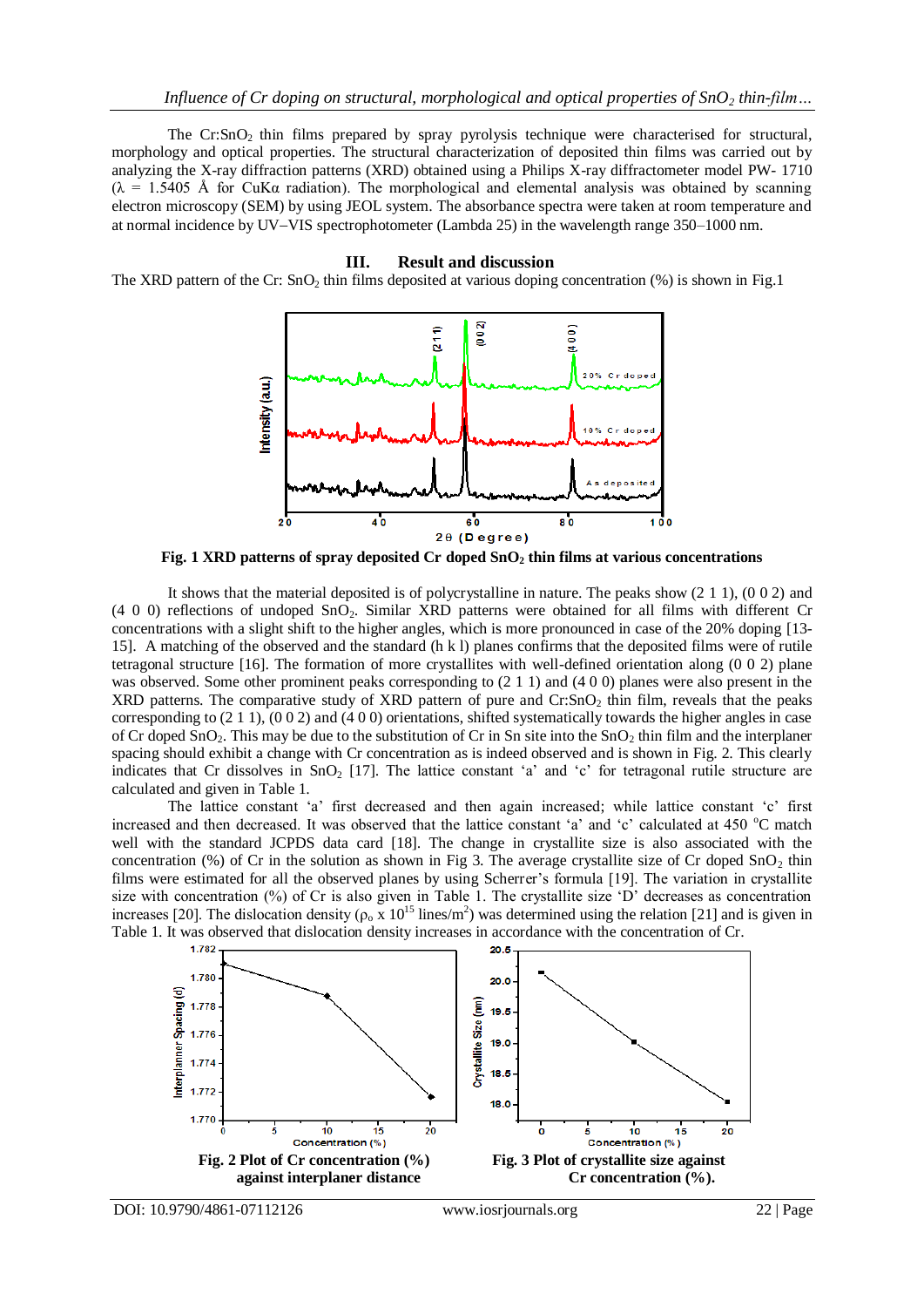The $Cr:SnO_2$ thin films prepared by spray pyrolysis technique were characterised for structural, morphology and optical properties. The structural characterization of deposited thin films was carried out by analyzing the X-ray diffraction patterns (XRD) obtained using a Philips X-ray diffractometer model PW- 1710 ($\lambda$ = 1.5405 Å for CuK$\alpha$ radiation). The morphological and elemental analysis was obtained by scanning electron microscopy (SEM) by using JEOL system. The absorbance spectra were taken at room temperature and at normal incidence by UV–VIS spectrophotometer (Lambda 25) in the wavelength range 350–1000 nm.

## III. Result and discussion

The XRD pattern of the Cr: $SnO_2$ thin films deposited at various doping concentration (%) is shown in Fig.1

**Fig. 1 XRD patterns of spray deposited Cr doped $SnO_2$ thin films at various concentrations**

It shows that the material deposited is of polycrystalline in nature. The peaks show (2 1 1), (0 0 2) and (4 0 0) reflections of undoped $SnO_2$. Similar XRD patterns were obtained for all films with different Cr concentrations with a slight shift to the higher angles, which is more pronounced in case of the 20% doping [13-15]. A matching of the observed and the standard (h k l) planes confirms that the deposited films were of rutile tetragonal structure [16]. The formation of more crystallites with well-defined orientation along (0 0 2) plane was observed. Some other prominent peaks corresponding to (2 1 1) and (4 0 0) planes were also present in the XRD patterns. The comparative study of XRD pattern of pure and $Cr:SnO_2$ thin film, reveals that the peaks corresponding to (2 1 1), (0 0 2) and (4 0 0) orientations, shifted systematically towards the higher angles in case of Cr doped $SnO_2$. This may be due to the substitution of Cr in Sn site into the $SnO_2$ thin film and the interplaner spacing should exhibit a change with Cr concentration as is indeed observed and is shown in Fig. 2. This clearly indicates that Cr dissolves in $SnO_2$ [17]. The lattice constant 'a' and 'c' for tetragonal rutile structure are calculated and given in Table 1.

The lattice constant 'a' first decreased and then again increased; while lattice constant 'c' first increased and then decreased. It was observed that the lattice constant 'a' and 'c' calculated at 450 $^{o}$C match well with the standard JCPDS data card [18]. The change in crystallite size is also associated with the concentration (%) of Cr in the solution as shown in Fig 3. The average crystallite size of Cr doped $SnO_2$ thin films were estimated for all the observed planes by using Scherrer's formula [19]. The variation in crystallite size with concentration (%) of Cr is also given in Table 1. The crystallite size 'D' decreases as concentration increases [20]. The dislocation density ($\rho_o$ x $10^{15}$ lines/m$^2$) was determined using the relation [21] and is given in Table 1. It was observed that dislocation density increases in accordance with the concentration of Cr.

**Fig. 2 Plot of Cr concentration (%) against interplaner distance**

**Fig. 3 Plot of crystallite size against Cr concentration (%).**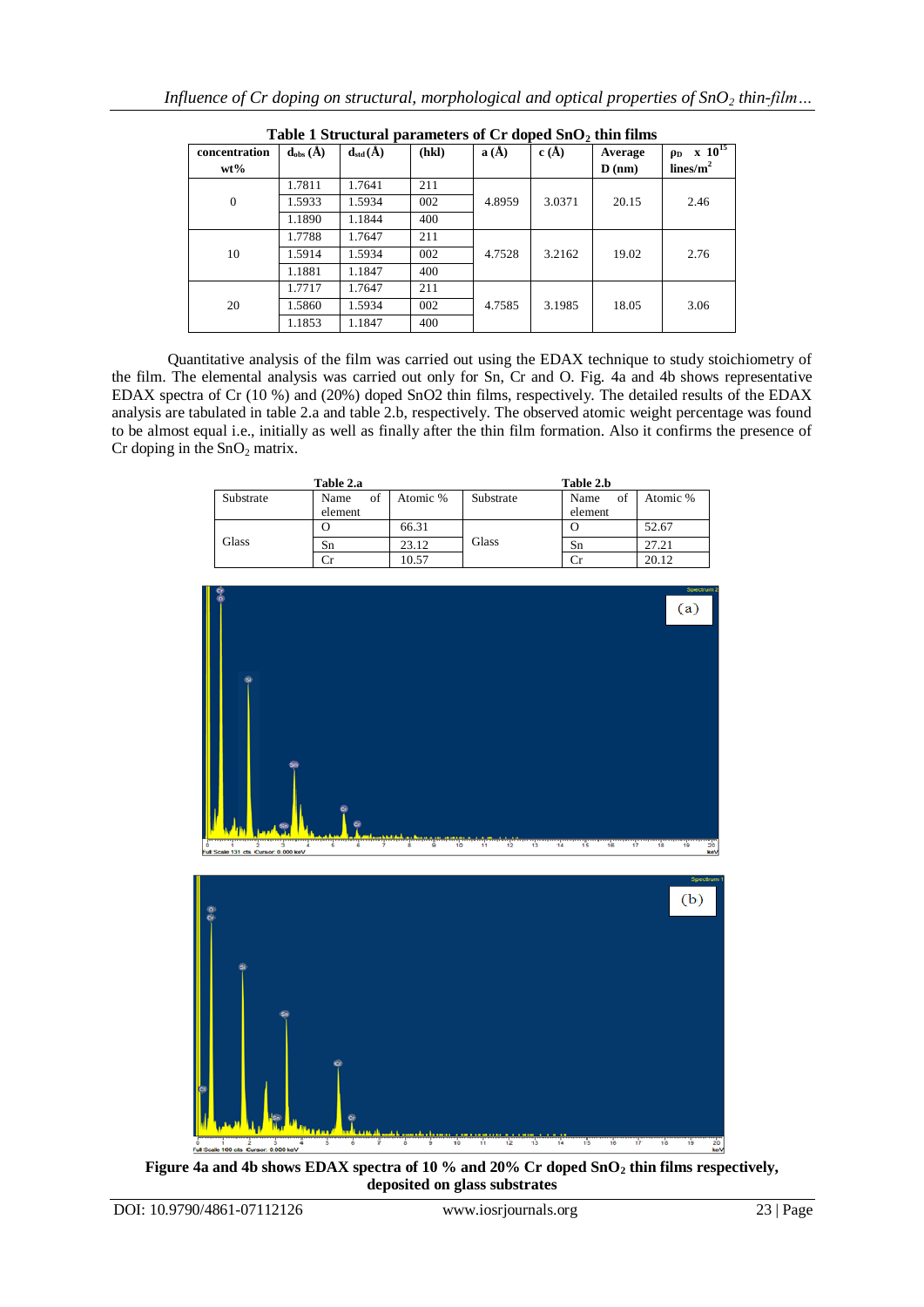**Table 1 Structural parameters of Cr doped $SnO_2$ thin films**

| concentration wt% | $d_{obs}$ (Å) | $d_{std}$ (Å) | (hkl) | a (Å) | c (Å) | Average D (nm) | $\rho_D$ x $10^{15}$ lines/m$^2$ |
|---|---|---|---|---|---|---|---|
| 0 | 1.7811 | 1.7641 | 211 | 4.8959 | 3.0371 | 20.15 | 2.46 |
| | 1.5933 | 1.5934 | 002 | | | | |
| | 1.1890 | 1.1844 | 400 | | | | |
| 10 | 1.7788 | 1.7647 | 211 | 4.7528 | 3.2162 | 19.02 | 2.76 |
| | 1.5914 | 1.5934 | 002 | | | | |
| | 1.1881 | 1.1847 | 400 | | | | |
| 20 | 1.7717 | 1.7647 | 211 | 4.7585 | 3.1985 | 18.05 | 3.06 |
| | 1.5860 | 1.5934 | 002 | | | | |
| | 1.1853 | 1.1847 | 400 | | | | |

Quantitative analysis of the film was carried out using the EDAX technique to study stoichiometry of the film. The elemental analysis was carried out only for Sn, Cr and O. Fig. 4a and 4b shows representative EDAX spectra of Cr (10 %) and (20%) doped SnO2 thin films, respectively. The detailed results of the EDAX analysis are tabulated in table 2.a and table 2.b, respectively. The observed atomic weight percentage was found to be almost equal i.e., initially as well as finally after the thin film formation. Also it confirms the presence of Cr doping in the $SnO_2$ matrix.

**Table 2.a**

| Substrate | Name of element | Atomic % |
|---|---|---|
| Glass | O | 66.31 |
| | Sn | 23.12 |
| | Cr | 10.57 |

**Table 2.b**

| Substrate | Name of element | Atomic % |
|---|---|---|
| Glass | O | 52.67 |
| | Sn | 27.21 |
| | Cr | 20.12 |

**Figure 4a and 4b shows EDAX spectra of 10 % and 20% Cr doped $SnO_2$ thin films respectively, deposited on glass substrates**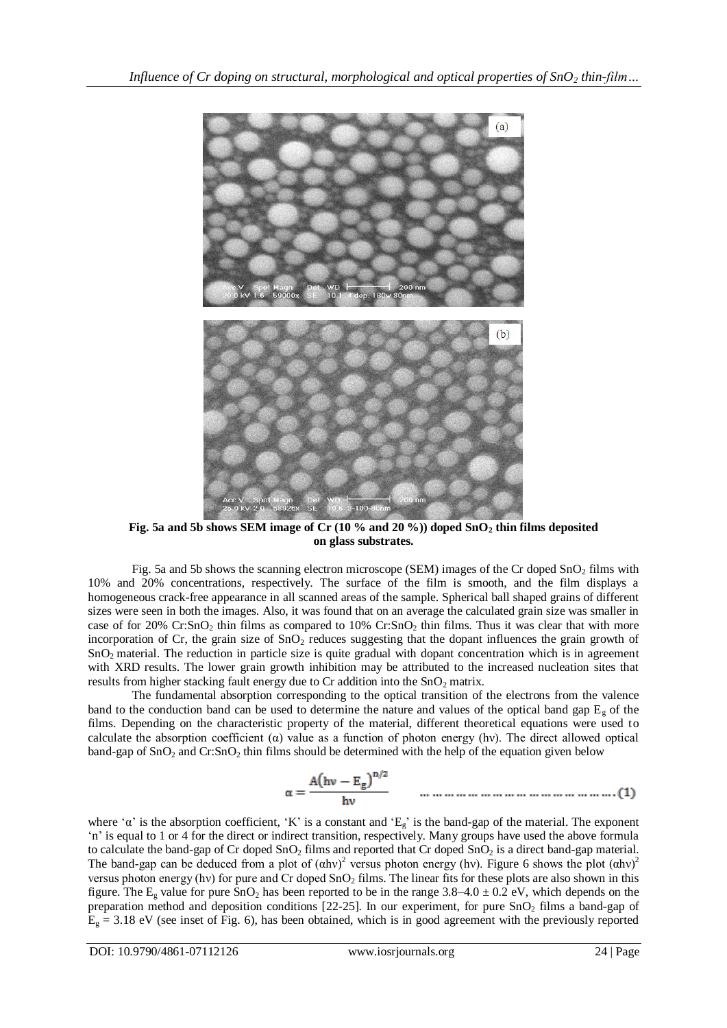**Fig. 5a and 5b shows SEM image of Cr (10 % and 20 %)) doped $SnO_2$ thin films deposited on glass substrates.**

Fig. 5a and 5b shows the scanning electron microscope (SEM) images of the Cr doped $SnO_2$ films with 10% and 20% concentrations, respectively. The surface of the film is smooth, and the film displays a homogeneous crack-free appearance in all scanned areas of the sample. Spherical ball shaped grains of different sizes were seen in both the images. Also, it was found that on an average the calculated grain size was smaller in case of for 20% Cr:$SnO_2$ thin films as compared to 10% Cr:$SnO_2$ thin films. Thus it was clear that with more incorporation of Cr, the grain size of $SnO_2$ reduces suggesting that the dopant influences the grain growth of $SnO_2$ material. The reduction in particle size is quite gradual with dopant concentration which is in agreement with XRD results. The lower grain growth inhibition may be attributed to the increased nucleation sites that results from higher stacking fault energy due to Cr addition into the $SnO_2$ matrix.

The fundamental absorption corresponding to the optical transition of the electrons from the valence band to the conduction band can be used to determine the nature and values of the optical band gap $E_g$ of the films. Depending on the characteristic property of the material, different theoretical equations were used to calculate the absorption coefficient ($\alpha$) value as a function of photon energy (hν). The direct allowed optical band-gap of $SnO_2$ and Cr:$SnO_2$ thin films should be determined with the help of the equation given below

$$\alpha = \frac{A\left(h\nu - E_g\right)^{n/2}}{h\nu} \quad \text{.........................................(1)}$$

where '$\alpha$' is the absorption coefficient, 'K' is a constant and '$E_g$' is the band-gap of the material. The exponent 'n' is equal to 1 or 4 for the direct or indirect transition, respectively. Many groups have used the above formula to calculate the band-gap of Cr doped $SnO_2$ films and reported that Cr doped $SnO_2$ is a direct band-gap material. The band-gap can be deduced from a plot of $(\alpha h\nu)^2$ versus photon energy (hν). Figure 6 shows the plot $(\alpha h\nu)^2$ versus photon energy (hν) for pure and Cr doped $SnO_2$ films. The linear fits for these plots are also shown in this figure. The $E_g$ value for pure $SnO_2$ has been reported to be in the range 3.8–4.0 ± 0.2 eV, which depends on the preparation method and deposition conditions [22-25]. In our experiment, for pure $SnO_2$ films a band-gap of $E_g$ = 3.18 eV (see inset of Fig. 6), has been obtained, which is in good agreement with the previously reported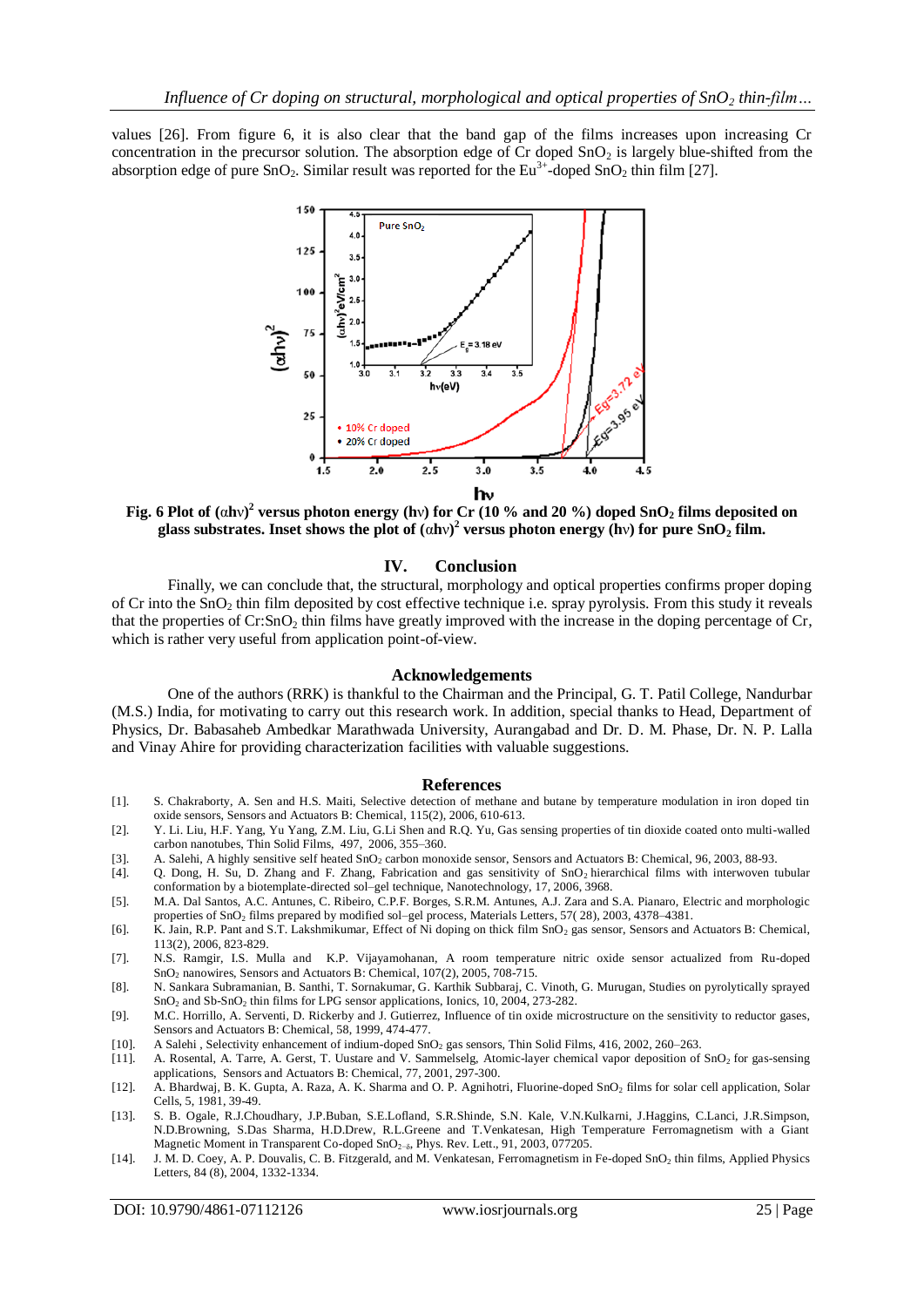values [26]. From figure 6, it is also clear that the band gap of the films increases upon increasing Cr concentration in the precursor solution. The absorption edge of Cr doped $SnO_2$ is largely blue-shifted from the absorption edge of pure $SnO_2$. Similar result was reported for the $Eu^{3+}$-doped $SnO_2$ thin film [27].

**Fig. 6 Plot of $(\alpha h\nu)^2$ versus photon energy (hν) for Cr (10 % and 20 %) doped $SnO_2$ films deposited on glass substrates. Inset shows the plot of $(\alpha h\nu)^2$ versus photon energy (hν) for pure $SnO_2$ film.**

## IV. Conclusion

Finally, we can conclude that, the structural, morphology and optical properties confirms proper doping of Cr into the $SnO_2$ thin film deposited by cost effective technique i.e. spray pyrolysis. From this study it reveals that the properties of Cr:$SnO_2$ thin films have greatly improved with the increase in the doping percentage of Cr, which is rather very useful from application point-of-view.

## Acknowledgements

One of the authors (RRK) is thankful to the Chairman and the Principal, G. T. Patil College, Nandurbar (M.S.) India, for motivating to carry out this research work. In addition, special thanks to Head, Department of Physics, Dr. Babasaheb Ambedkar Marathwada University, Aurangabad and Dr. D. M. Phase, Dr. N. P. Lalla and Vinay Ahire for providing characterization facilities with valuable suggestions.

## References

[1]. S. Chakraborty, A. Sen and H.S. Maiti, Selective detection of methane and butane by temperature modulation in iron doped tin oxide sensors, Sensors and Actuators B: Chemical, 115(2), 2006, 610-613.

[2]. Y. Li. Liu, H.F. Yang, Yu Yang, Z.M. Liu, G.Li Shen and R.Q. Yu, Gas sensing properties of tin dioxide coated onto multi-walled carbon nanotubes, Thin Solid Films, 497, 2006, 355–360.

[3]. A. Salehi, A highly sensitive self heated $SnO_2$ carbon monoxide sensor, Sensors and Actuators B: Chemical, 96, 2003, 88-93.

[4]. Q. Dong, H. Su, D. Zhang and F. Zhang, Fabrication and gas sensitivity of $SnO_2$ hierarchical films with interwoven tubular conformation by a biotemplate-directed sol–gel technique, Nanotechnology, 17, 2006, 3968.

[5]. M.A. Dal Santos, A.C. Antunes, C. Ribeiro, C.P.F. Borges, S.R.M. Antunes, A.J. Zara and S.A. Pianaro, Electric and morphologic properties of $SnO_2$ films prepared by modified sol–gel process, Materials Letters, 57( 28), 2003, 4378–4381.

[6]. K. Jain, R.P. Pant and S.T. Lakshmikumar, Effect of Ni doping on thick film $SnO_2$ gas sensor, Sensors and Actuators B: Chemical, 113(2), 2006, 823-829.

[7]. N.S. Ramgir, I.S. Mulla and K.P. Vijayamohanan, A room temperature nitric oxide sensor actualized from Ru-doped $SnO_2$ nanowires, Sensors and Actuators B: Chemical, 107(2), 2005, 708-715.

[8]. N. Sankara Subramanian, B. Santhi, T. Sornakumar, G. Karthik Subbaraj, C. Vinoth, G. Murugan, Studies on pyrolytically sprayed $SnO_2$ and Sb-$SnO_2$ thin films for LPG sensor applications, Ionics, 10, 2004, 273-282.

[9]. M.C. Horrillo, A. Serventi, D. Rickerby and J. Gutierrez, Influence of tin oxide microstructure on the sensitivity to reductor gases, Sensors and Actuators B: Chemical, 58, 1999, 474-477.

[10]. A Salehi , Selectivity enhancement of indium-doped $SnO_2$ gas sensors, Thin Solid Films, 416, 2002, 260–263.

[11]. A. Rosental, A. Tarre, A. Gerst, T. Uustare and V. Sammelselg, Atomic-layer chemical vapor deposition of $SnO_2$ for gas-sensing applications, Sensors and Actuators B: Chemical, 77, 2001, 297-300.

[12]. A. Bhardwaj, B. K. Gupta, A. Raza, A. K. Sharma and O. P. Agnihotri, Fluorine-doped $SnO_2$ films for solar cell application, Solar Cells, 5, 1981, 39-49.

[13]. S. B. Ogale, R.J.Choudhary, J.P.Buban, S.E.Lofland, S.R.Shinde, S.N. Kale, V.N.Kulkarni, J.Haggins, C.Lanci, J.R.Simpson, N.D.Browning, S.Das Sharma, H.D.Drew, R.L.Greene and T.Venkatesan, High Temperature Ferromagnetism with a Giant Magnetic Moment in Transparent Co-doped $SnO_{2-\delta}$, Phys. Rev. Lett., 91, 2003, 077205.

[14]. J. M. D. Coey, A. P. Douvalis, C. B. Fitzgerald, and M. Venkatesan, Ferromagnetism in Fe-doped $SnO_2$ thin films, Applied Physics Letters, 84 (8), 2004, 1332-1334.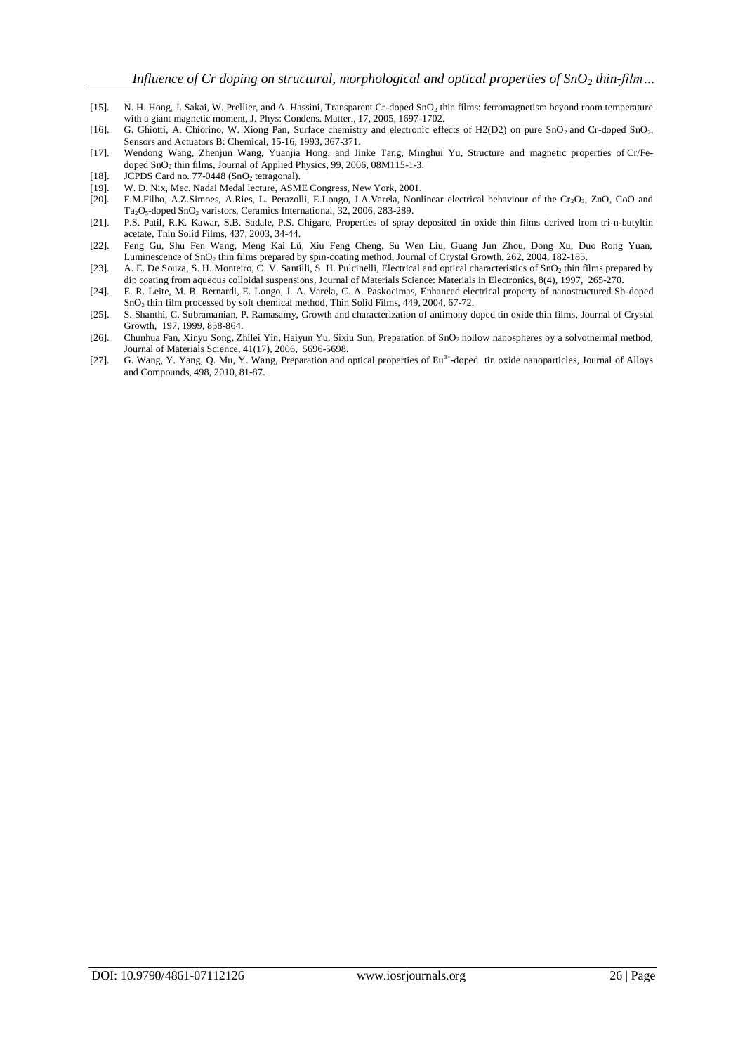[15]. N. H. Hong, J. Sakai, W. Prellier, and A. Hassini, Transparent Cr-doped $SnO_2$ thin films: ferromagnetism beyond room temperature with a giant magnetic moment, J. Phys: Condens. Matter., 17, 2005, 1697-1702.

[16]. G. Ghiotti, A. Chiorino, W. Xiong Pan, Surface chemistry and electronic effects of H2(D2) on pure $SnO_2$ and Cr-doped $SnO_2$, Sensors and Actuators B: Chemical, 15-16, 1993, 367-371.

[17]. Wendong Wang, Zhenjun Wang, Yuanjia Hong, and Jinke Tang, Minghui Yu, Structure and magnetic properties of Cr/Fe-doped $SnO_2$ thin films, Journal of Applied Physics, 99, 2006, 08M115-1-3.

[18]. JCPDS Card no. 77-0448 ($SnO_2$ tetragonal).

[19]. W. D. Nix, Mec. Nadai Medal lecture, ASME Congress, New York, 2001.

[20]. F.M.Filho, A.Z.Simoes, A.Ries, L. Perazolli, E.Longo, J.A.Varela, Nonlinear electrical behaviour of the $Cr_2O_3$, ZnO, CoO and $Ta_2O_5$-doped $SnO_2$ varistors, Ceramics International, 32, 2006, 283-289.

[21]. P.S. Patil, R.K. Kawar, S.B. Sadale, P.S. Chigare, Properties of spray deposited tin oxide thin films derived from tri-n-butyltin acetate, Thin Solid Films, 437, 2003, 34-44.

[22]. Feng Gu, Shu Fen Wang, Meng Kai Lü, Xiu Feng Cheng, Su Wen Liu, Guang Jun Zhou, Dong Xu, Duo Rong Yuan, Luminescence of $SnO_2$ thin films prepared by spin-coating method, Journal of Crystal Growth, 262, 2004, 182-185.

[23]. A. E. De Souza, S. H. Monteiro, C. V. Santilli, S. H. Pulcinelli, Electrical and optical characteristics of $SnO_2$ thin films prepared by dip coating from aqueous colloidal suspensions, Journal of Materials Science: Materials in Electronics, 8(4), 1997, 265-270.

[24]. E. R. Leite, M. B. Bernardi, E. Longo, J. A. Varela, C. A. Paskocimas, Enhanced electrical property of nanostructured Sb-doped $SnO_2$ thin film processed by soft chemical method, Thin Solid Films, 449, 2004, 67-72.

[25]. S. Shanthi, C. Subramanian, P. Ramasamy, Growth and characterization of antimony doped tin oxide thin films, Journal of Crystal Growth, 197, 1999, 858-864.

[26]. Chunhua Fan, Xinyu Song, Zhilei Yin, Haiyun Yu, Sixiu Sun, Preparation of $SnO_2$ hollow nanospheres by a solvothermal method, Journal of Materials Science, 41(17), 2006, 5696-5698.

[27]. G. Wang, Y. Yang, Q. Mu, Y. Wang, Preparation and optical properties of $Eu^{3+}$-doped tin oxide nanoparticles, Journal of Alloys and Compounds, 498, 2010, 81-87.